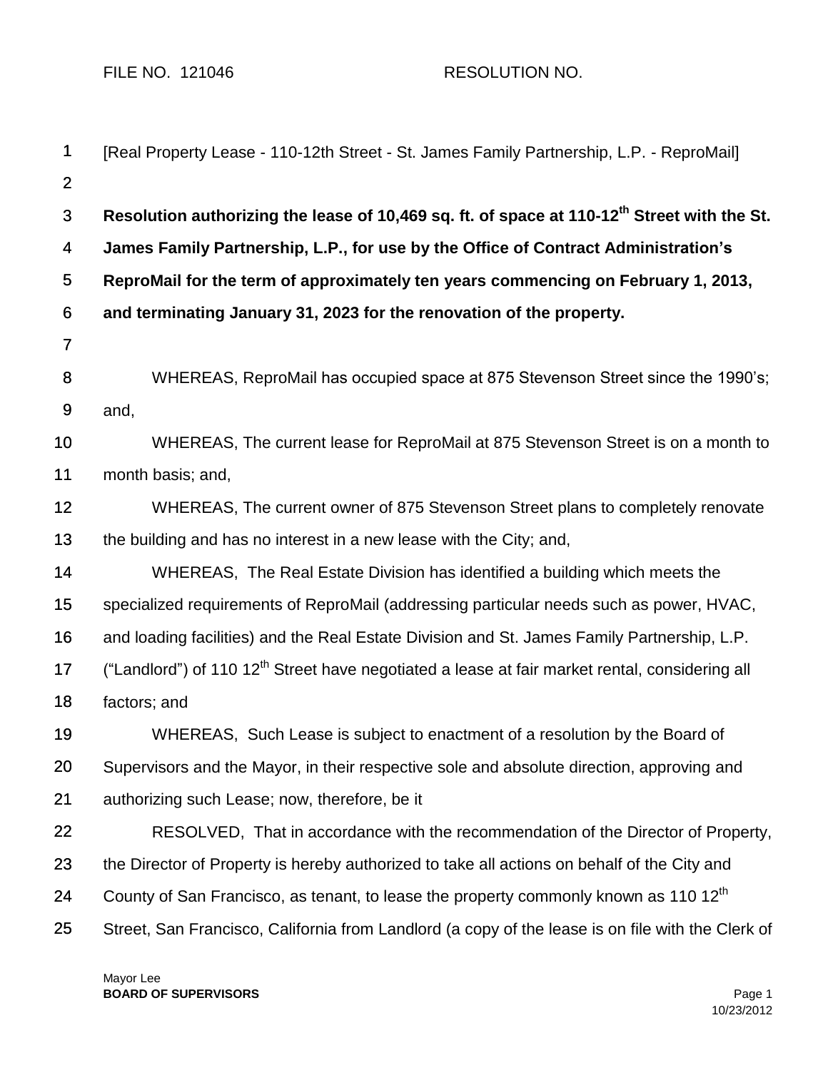FILE NO. 121046 RESOLUTION NO.

[Real Property Lease - 110-12th Street - St. James Family Partnership, L.P. - ReproMail]

**Resolution authorizing the lease of 10,469 sq. ft. of space at 110-12th Street with the St. James Family Partnership, L.P., for use by the Office of Contract Administration's ReproMail for the term of approximately ten years commencing on February 1, 2013, and terminating January 31, 2023 for the renovation of the property.**

WHEREAS, ReproMail has occupied space at 875 Stevenson Street since the 1990's; and,

WHEREAS, The current lease for ReproMail at 875 Stevenson Street is on a month to month basis; and,

WHEREAS, The current owner of 875 Stevenson Street plans to completely renovate the building and has no interest in a new lease with the City; and,

WHEREAS, The Real Estate Division has identified a building which meets the specialized requirements of ReproMail (addressing particular needs such as power, HVAC, and loading facilities) and the Real Estate Division and St. James Family Partnership, L.P. ("Landlord") of 110 12th Street have negotiated a lease at fair market rental, considering all factors; and

WHEREAS, Such Lease is subject to enactment of a resolution by the Board of Supervisors and the Mayor, in their respective sole and absolute direction, approving and authorizing such Lease; now, therefore, be it

RESOLVED, That in accordance with the recommendation of the Director of Property, the Director of Property is hereby authorized to take all actions on behalf of the City and County of San Francisco, as tenant, to lease the property commonly known as 110 12th Street, San Francisco, California from Landlord (a copy of the lease is on file with the Clerk of

Mayor Lee
**BOARD OF SUPERVISORS**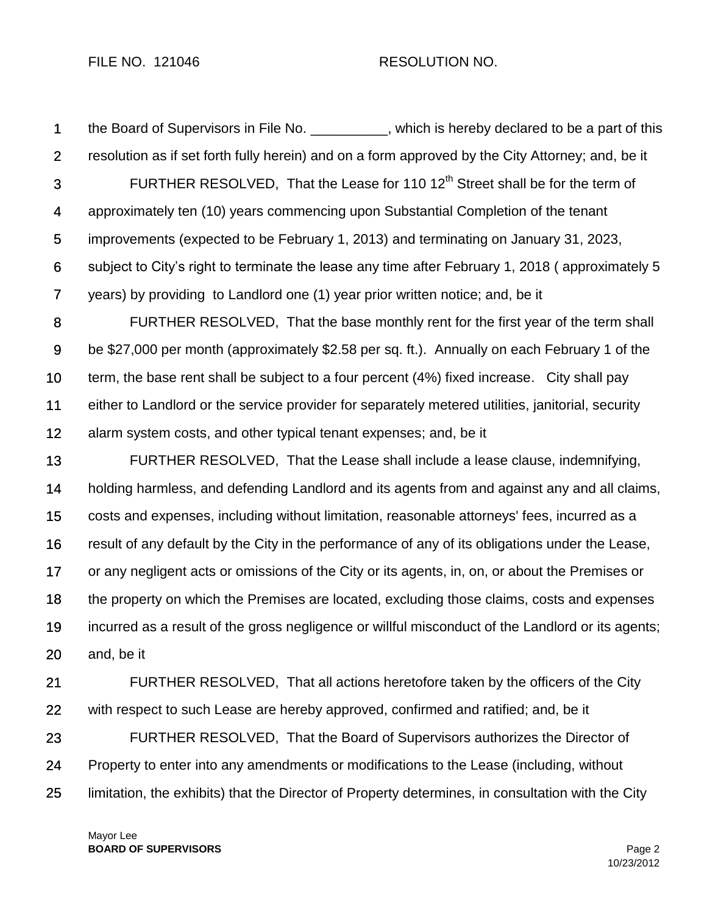the Board of Supervisors in File No. __________, which is hereby declared to be a part of this resolution as if set forth fully herein) and on a form approved by the City Attorney; and, be it

FURTHER RESOLVED, That the Lease for 110 12th Street shall be for the term of approximately ten (10) years commencing upon Substantial Completion of the tenant improvements (expected to be February 1, 2013) and terminating on January 31, 2023, subject to City's right to terminate the lease any time after February 1, 2018 ( approximately 5 years) by providing to Landlord one (1) year prior written notice; and, be it

FURTHER RESOLVED, That the base monthly rent for the first year of the term shall be $27,000 per month (approximately $2.58 per sq. ft.). Annually on each February 1 of the term, the base rent shall be subject to a four percent (4%) fixed increase. City shall pay either to Landlord or the service provider for separately metered utilities, janitorial, security alarm system costs, and other typical tenant expenses; and, be it

FURTHER RESOLVED, That the Lease shall include a lease clause, indemnifying, holding harmless, and defending Landlord and its agents from and against any and all claims, costs and expenses, including without limitation, reasonable attorneys' fees, incurred as a result of any default by the City in the performance of any of its obligations under the Lease, or any negligent acts or omissions of the City or its agents, in, on, or about the Premises or the property on which the Premises are located, excluding those claims, costs and expenses incurred as a result of the gross negligence or willful misconduct of the Landlord or its agents; and, be it

FURTHER RESOLVED, That all actions heretofore taken by the officers of the City with respect to such Lease are hereby approved, confirmed and ratified; and, be it

FURTHER RESOLVED, That the Board of Supervisors authorizes the Director of Property to enter into any amendments or modifications to the Lease (including, without limitation, the exhibits) that the Director of Property determines, in consultation with the City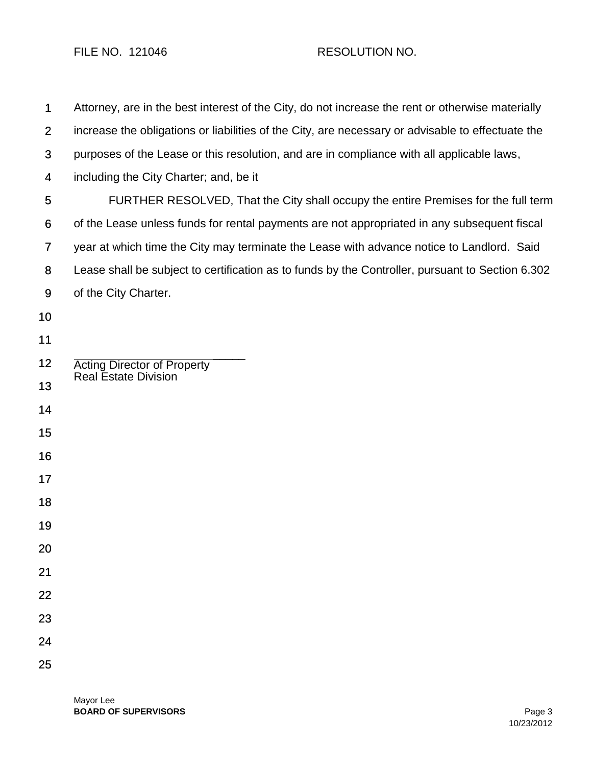Attorney, are in the best interest of the City, do not increase the rent or otherwise materially increase the obligations or liabilities of the City, are necessary or advisable to effectuate the purposes of the Lease or this resolution, and are in compliance with all applicable laws, including the City Charter; and, be it

FURTHER RESOLVED, That the City shall occupy the entire Premises for the full term of the Lease unless funds for rental payments are not appropriated in any subsequent fiscal year at which time the City may terminate the Lease with advance notice to Landlord. Said Lease shall be subject to certification as to funds by the Controller, pursuant to Section 6.302 of the City Charter.

\_\_\_\_\_\_\_\_\_\_\_\_\_\_\_\_\_\_\_\_\_\_\_\_\_\_\_\_\_\_

Acting Director of Property
Real Estate Division